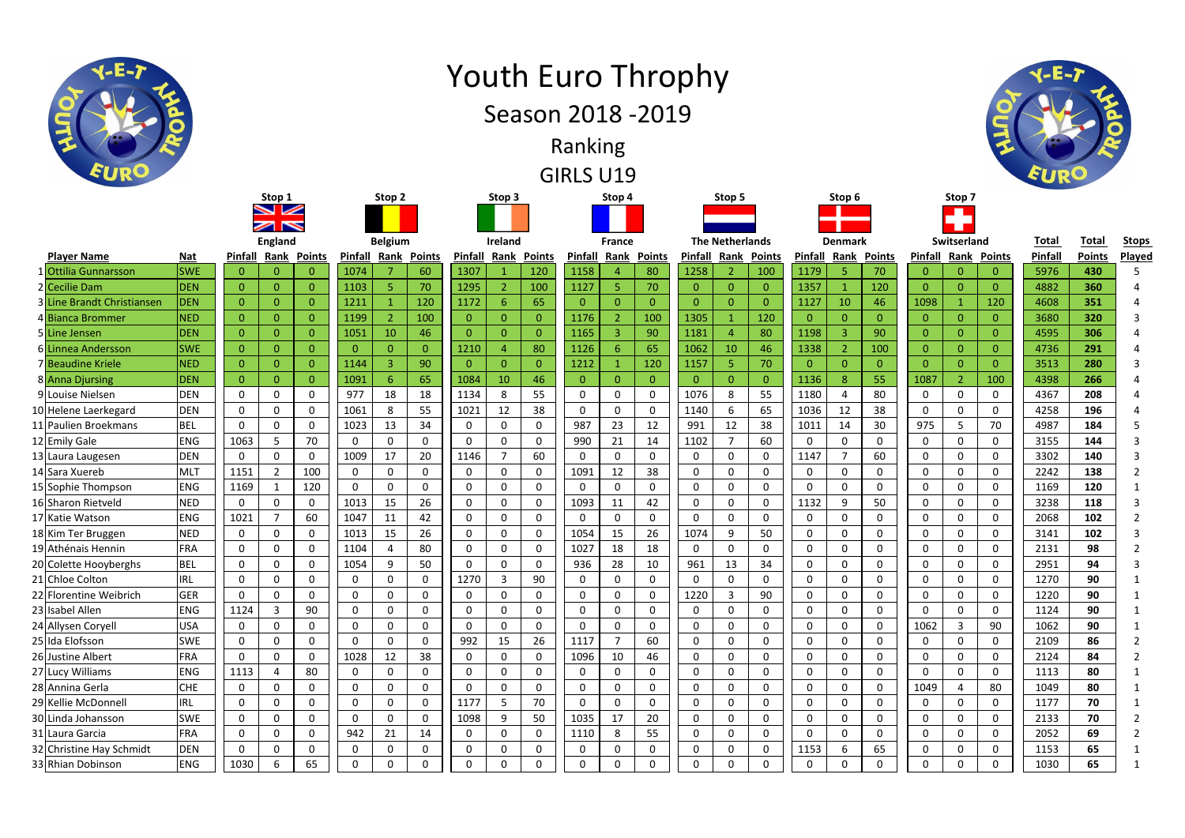# Youth Euro Throphy

## Season 2018 -2019

### Ranking

### GIRLS U19

| | Player Name | Nat | Stop 1 England Pinfall | Rank | Points | Stop 2 Belgium Pinfall | Rank | Points | Stop 3 Ireland Pinfall | Rank | Points | Stop 4 France Pinfall | Rank | Points | Stop 5 The Netherlands Pinfall | Rank | Points | Stop 6 Denmark Pinfall | Rank | Points | Stop 7 Switserland Pinfall | Rank | Points | Total Pinfall | Total Points | Stops Played |
|---|---|---|---|---|---|---|---|---|---|---|---|---|---|---|---|---|---|---|---|---|---|---|---|---|---|---|
| 1 | Ottilia Gunnarsson | SWE | 0 | 0 | 0 | 1074 | 7 | 60 | 1307 | 1 | 120 | 1158 | 4 | 80 | 1258 | 2 | 100 | 1179 | 5 | 70 | 0 | 0 | 0 | 5976 | 430 | 5 |
| 2 | Cecilie Dam | DEN | 0 | 0 | 0 | 1103 | 5 | 70 | 1295 | 2 | 100 | 1127 | 5 | 70 | 0 | 0 | 0 | 1357 | 1 | 120 | 0 | 0 | 0 | 4882 | 360 | 4 |
| 3 | Line Brandt Christiansen | DEN | 0 | 0 | 0 | 1211 | 1 | 120 | 1172 | 6 | 65 | 0 | 0 | 0 | 0 | 0 | 0 | 1127 | 10 | 46 | 1098 | 1 | 120 | 4608 | 351 | 4 |
| 4 | Bianca Brommer | NED | 0 | 0 | 0 | 1199 | 2 | 100 | 0 | 0 | 0 | 1176 | 2 | 100 | 1305 | 1 | 120 | 0 | 0 | 0 | 0 | 0 | 0 | 3680 | 320 | 3 |
| 5 | Line Jensen | DEN | 0 | 0 | 0 | 1051 | 10 | 46 | 0 | 0 | 0 | 1165 | 3 | 90 | 1181 | 4 | 80 | 1198 | 3 | 90 | 0 | 0 | 0 | 4595 | 306 | 4 |
| 6 | Linnea Andersson | SWE | 0 | 0 | 0 | 0 | 0 | 0 | 1210 | 4 | 80 | 1126 | 6 | 65 | 1062 | 10 | 46 | 1338 | 2 | 100 | 0 | 0 | 0 | 4736 | 291 | 4 |
| 7 | Beaudine Kriele | NED | 0 | 0 | 0 | 1144 | 3 | 90 | 0 | 0 | 0 | 1212 | 1 | 120 | 1157 | 5 | 70 | 0 | 0 | 0 | 0 | 0 | 0 | 3513 | 280 | 3 |
| 8 | Anna Djursing | DEN | 0 | 0 | 0 | 1091 | 6 | 65 | 1084 | 10 | 46 | 0 | 0 | 0 | 0 | 0 | 0 | 1136 | 8 | 55 | 1087 | 2 | 100 | 4398 | 266 | 4 |
| 9 | Louise Nielsen | DEN | 0 | 0 | 0 | 977 | 18 | 18 | 1134 | 8 | 55 | 0 | 0 | 0 | 1076 | 8 | 55 | 1180 | 4 | 80 | 0 | 0 | 0 | 4367 | 208 | 4 |
| 10 | Helene Laerkegard | DEN | 0 | 0 | 0 | 1061 | 8 | 55 | 1021 | 12 | 38 | 0 | 0 | 0 | 1140 | 6 | 65 | 1036 | 12 | 38 | 0 | 0 | 0 | 4258 | 196 | 4 |
| 11 | Paulien Broekmans | BEL | 0 | 0 | 0 | 1023 | 13 | 34 | 0 | 0 | 0 | 987 | 23 | 12 | 991 | 12 | 38 | 1011 | 14 | 30 | 975 | 5 | 70 | 4987 | 184 | 5 |
| 12 | Emily Gale | ENG | 1063 | 5 | 70 | 0 | 0 | 0 | 0 | 0 | 0 | 990 | 21 | 14 | 1102 | 7 | 60 | 0 | 0 | 0 | 0 | 0 | 0 | 3155 | 144 | 3 |
| 13 | Laura Laugesen | DEN | 0 | 0 | 0 | 1009 | 17 | 20 | 1146 | 7 | 60 | 0 | 0 | 0 | 0 | 0 | 0 | 1147 | 7 | 60 | 0 | 0 | 0 | 3302 | 140 | 3 |
| 14 | Sara Xuereb | MLT | 1151 | 2 | 100 | 0 | 0 | 0 | 0 | 0 | 0 | 1091 | 12 | 38 | 0 | 0 | 0 | 0 | 0 | 0 | 0 | 0 | 0 | 2242 | 138 | 2 |
| 15 | Sophie Thompson | ENG | 1169 | 1 | 120 | 0 | 0 | 0 | 0 | 0 | 0 | 0 | 0 | 0 | 0 | 0 | 0 | 0 | 0 | 0 | 0 | 0 | 0 | 1169 | 120 | 1 |
| 16 | Sharon Rietveld | NED | 0 | 0 | 0 | 1013 | 15 | 26 | 0 | 0 | 0 | 1093 | 11 | 42 | 0 | 0 | 0 | 1132 | 9 | 50 | 0 | 0 | 0 | 3238 | 118 | 3 |
| 17 | Katie Watson | ENG | 1021 | 7 | 60 | 1047 | 11 | 42 | 0 | 0 | 0 | 0 | 0 | 0 | 0 | 0 | 0 | 0 | 0 | 0 | 0 | 0 | 0 | 2068 | 102 | 2 |
| 18 | Kim Ter Bruggen | NED | 0 | 0 | 0 | 1013 | 15 | 26 | 0 | 0 | 0 | 1054 | 15 | 26 | 1074 | 9 | 50 | 0 | 0 | 0 | 0 | 0 | 0 | 3141 | 102 | 3 |
| 19 | Athénais Hennin | FRA | 0 | 0 | 0 | 1104 | 4 | 80 | 0 | 0 | 0 | 1027 | 18 | 18 | 0 | 0 | 0 | 0 | 0 | 0 | 0 | 0 | 0 | 2131 | 98 | 2 |
| 20 | Colette Hooyberghs | BEL | 0 | 0 | 0 | 1054 | 9 | 50 | 0 | 0 | 0 | 936 | 28 | 10 | 961 | 13 | 34 | 0 | 0 | 0 | 0 | 0 | 0 | 2951 | 94 | 3 |
| 21 | Chloe Colton | IRL | 0 | 0 | 0 | 0 | 0 | 0 | 1270 | 3 | 90 | 0 | 0 | 0 | 0 | 0 | 0 | 0 | 0 | 0 | 0 | 0 | 0 | 1270 | 90 | 1 |
| 22 | Florentine Weibrich | GER | 0 | 0 | 0 | 0 | 0 | 0 | 0 | 0 | 0 | 0 | 0 | 0 | 1220 | 3 | 90 | 0 | 0 | 0 | 0 | 0 | 0 | 1220 | 90 | 1 |
| 23 | Isabel Allen | ENG | 1124 | 3 | 90 | 0 | 0 | 0 | 0 | 0 | 0 | 0 | 0 | 0 | 0 | 0 | 0 | 0 | 0 | 0 | 0 | 0 | 0 | 1124 | 90 | 1 |
| 24 | Allysen Coryell | USA | 0 | 0 | 0 | 0 | 0 | 0 | 0 | 0 | 0 | 0 | 0 | 0 | 0 | 0 | 0 | 0 | 0 | 0 | 1062 | 3 | 90 | 1062 | 90 | 1 |
| 25 | Ida Elofsson | SWE | 0 | 0 | 0 | 0 | 0 | 0 | 992 | 15 | 26 | 1117 | 7 | 60 | 0 | 0 | 0 | 0 | 0 | 0 | 0 | 0 | 0 | 2109 | 86 | 2 |
| 26 | Justine Albert | FRA | 0 | 0 | 0 | 1028 | 12 | 38 | 0 | 0 | 0 | 1096 | 10 | 46 | 0 | 0 | 0 | 0 | 0 | 0 | 0 | 0 | 0 | 2124 | 84 | 2 |
| 27 | Lucy Williams | ENG | 1113 | 4 | 80 | 0 | 0 | 0 | 0 | 0 | 0 | 0 | 0 | 0 | 0 | 0 | 0 | 0 | 0 | 0 | 0 | 0 | 0 | 1113 | 80 | 1 |
| 28 | Annina Gerla | CHE | 0 | 0 | 0 | 0 | 0 | 0 | 0 | 0 | 0 | 0 | 0 | 0 | 0 | 0 | 0 | 0 | 0 | 0 | 1049 | 4 | 80 | 1049 | 80 | 1 |
| 29 | Kellie McDonnell | IRL | 0 | 0 | 0 | 0 | 0 | 0 | 1177 | 5 | 70 | 0 | 0 | 0 | 0 | 0 | 0 | 0 | 0 | 0 | 0 | 0 | 0 | 1177 | 70 | 1 |
| 30 | Linda Johansson | SWE | 0 | 0 | 0 | 0 | 0 | 0 | 1098 | 9 | 50 | 1035 | 17 | 20 | 0 | 0 | 0 | 0 | 0 | 0 | 0 | 0 | 0 | 2133 | 70 | 2 |
| 31 | Laura Garcia | FRA | 0 | 0 | 0 | 942 | 21 | 14 | 0 | 0 | 0 | 1110 | 8 | 55 | 0 | 0 | 0 | 0 | 0 | 0 | 0 | 0 | 0 | 2052 | 69 | 2 |
| 32 | Christine Hay Schmidt | DEN | 0 | 0 | 0 | 0 | 0 | 0 | 0 | 0 | 0 | 0 | 0 | 0 | 0 | 0 | 0 | 1153 | 6 | 65 | 0 | 0 | 0 | 1153 | 65 | 1 |
| 33 | Rhian Dobinson | ENG | 1030 | 6 | 65 | 0 | 0 | 0 | 0 | 0 | 0 | 0 | 0 | 0 | 0 | 0 | 0 | 0 | 0 | 0 | 0 | 0 | 0 | 1030 | 65 | 1 |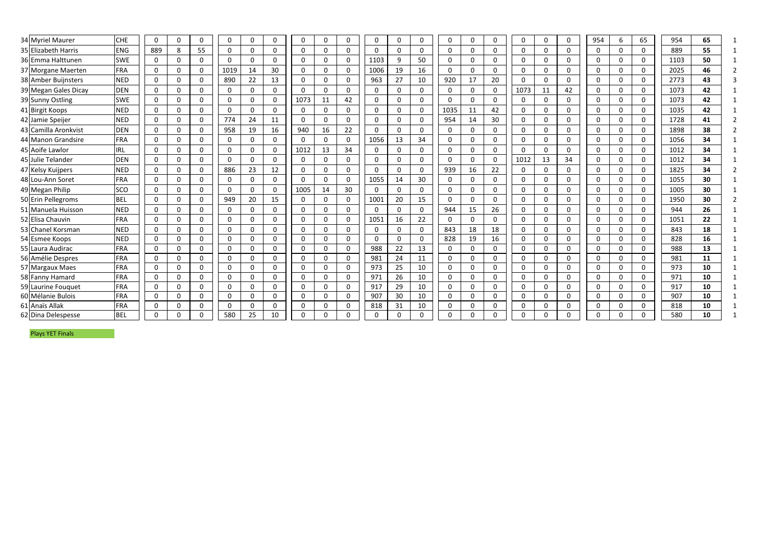| | | | | | | | | | | | | | | | | | | | | | | | | | | |
|---|---|---|---|---|---|---|---|---|---|---|---|---|---|---|---|---|---|---|---|---|---|---|---|---|---|---|
| 34 | Myriel Maurer | CHE | 0 | 0 | 0 | 0 | 0 | 0 | 0 | 0 | 0 | 0 | 0 | 0 | 0 | 0 | 0 | 0 | 0 | 0 | 954 | 6 | 65 | 954 | **65** | 1 |
| 35 | Elizabeth Harris | ENG | 889 | 8 | 55 | 0 | 0 | 0 | 0 | 0 | 0 | 0 | 0 | 0 | 0 | 0 | 0 | 0 | 0 | 0 | 0 | 0 | 0 | 889 | **55** | 1 |
| 36 | Emma Halttunen | SWE | 0 | 0 | 0 | 0 | 0 | 0 | 0 | 0 | 0 | 1103 | 9 | 50 | 0 | 0 | 0 | 0 | 0 | 0 | 0 | 0 | 0 | 1103 | **50** | 1 |
| 37 | Morgane Maerten | FRA | 0 | 0 | 0 | 1019 | 14 | 30 | 0 | 0 | 0 | 1006 | 19 | 16 | 0 | 0 | 0 | 0 | 0 | 0 | 0 | 0 | 0 | 2025 | **46** | 2 |
| 38 | Amber Buijnsters | NED | 0 | 0 | 0 | 890 | 22 | 13 | 0 | 0 | 0 | 963 | 27 | 10 | 920 | 17 | 20 | 0 | 0 | 0 | 0 | 0 | 0 | 2773 | **43** | 3 |
| 39 | Megan Gales Dicay | DEN | 0 | 0 | 0 | 0 | 0 | 0 | 0 | 0 | 0 | 0 | 0 | 0 | 0 | 0 | 0 | 1073 | 11 | 42 | 0 | 0 | 0 | 1073 | **42** | 1 |
| 39 | Sunny Ostling | SWE | 0 | 0 | 0 | 0 | 0 | 0 | 1073 | 11 | 42 | 0 | 0 | 0 | 0 | 0 | 0 | 0 | 0 | 0 | 0 | 0 | 0 | 1073 | **42** | 1 |
| 41 | Birgit Koops | NED | 0 | 0 | 0 | 0 | 0 | 0 | 0 | 0 | 0 | 0 | 0 | 0 | 1035 | 11 | 42 | 0 | 0 | 0 | 0 | 0 | 0 | 1035 | **42** | 1 |
| 42 | Jamie Speijer | NED | 0 | 0 | 0 | 774 | 24 | 11 | 0 | 0 | 0 | 0 | 0 | 0 | 954 | 14 | 30 | 0 | 0 | 0 | 0 | 0 | 0 | 1728 | **41** | 2 |
| 43 | Camilla Aronkvist | DEN | 0 | 0 | 0 | 958 | 19 | 16 | 940 | 16 | 22 | 0 | 0 | 0 | 0 | 0 | 0 | 0 | 0 | 0 | 0 | 0 | 0 | 1898 | **38** | 2 |
| 44 | Manon Grandsire | FRA | 0 | 0 | 0 | 0 | 0 | 0 | 0 | 0 | 0 | 1056 | 13 | 34 | 0 | 0 | 0 | 0 | 0 | 0 | 0 | 0 | 0 | 1056 | **34** | 1 |
| 45 | Aoife Lawlor | IRL | 0 | 0 | 0 | 0 | 0 | 0 | 1012 | 13 | 34 | 0 | 0 | 0 | 0 | 0 | 0 | 0 | 0 | 0 | 0 | 0 | 0 | 1012 | **34** | 1 |
| 45 | Julie Telander | DEN | 0 | 0 | 0 | 0 | 0 | 0 | 0 | 0 | 0 | 0 | 0 | 0 | 0 | 0 | 0 | 1012 | 13 | 34 | 0 | 0 | 0 | 1012 | **34** | 1 |
| 47 | Kelsy Kuijpers | NED | 0 | 0 | 0 | 886 | 23 | 12 | 0 | 0 | 0 | 0 | 0 | 0 | 939 | 16 | 22 | 0 | 0 | 0 | 0 | 0 | 0 | 1825 | **34** | 2 |
| 48 | Lou-Ann Soret | FRA | 0 | 0 | 0 | 0 | 0 | 0 | 0 | 0 | 0 | 1055 | 14 | 30 | 0 | 0 | 0 | 0 | 0 | 0 | 0 | 0 | 0 | 1055 | **30** | 1 |
| 49 | Megan Philip | SCO | 0 | 0 | 0 | 0 | 0 | 0 | 1005 | 14 | 30 | 0 | 0 | 0 | 0 | 0 | 0 | 0 | 0 | 0 | 0 | 0 | 0 | 1005 | **30** | 1 |
| 50 | Erin Pellegroms | BEL | 0 | 0 | 0 | 949 | 20 | 15 | 0 | 0 | 0 | 1001 | 20 | 15 | 0 | 0 | 0 | 0 | 0 | 0 | 0 | 0 | 0 | 1950 | **30** | 2 |
| 51 | Manuela Huisson | NED | 0 | 0 | 0 | 0 | 0 | 0 | 0 | 0 | 0 | 0 | 0 | 0 | 944 | 15 | 26 | 0 | 0 | 0 | 0 | 0 | 0 | 944 | **26** | 1 |
| 52 | Elisa Chauvin | FRA | 0 | 0 | 0 | 0 | 0 | 0 | 0 | 0 | 0 | 1051 | 16 | 22 | 0 | 0 | 0 | 0 | 0 | 0 | 0 | 0 | 0 | 1051 | **22** | 1 |
| 53 | Chanel Korsman | NED | 0 | 0 | 0 | 0 | 0 | 0 | 0 | 0 | 0 | 0 | 0 | 0 | 843 | 18 | 18 | 0 | 0 | 0 | 0 | 0 | 0 | 843 | **18** | 1 |
| 54 | Esmee Koops | NED | 0 | 0 | 0 | 0 | 0 | 0 | 0 | 0 | 0 | 0 | 0 | 0 | 828 | 19 | 16 | 0 | 0 | 0 | 0 | 0 | 0 | 828 | **16** | 1 |
| 55 | Laura Audirac | FRA | 0 | 0 | 0 | 0 | 0 | 0 | 0 | 0 | 0 | 988 | 22 | 13 | 0 | 0 | 0 | 0 | 0 | 0 | 0 | 0 | 0 | 988 | **13** | 1 |
| 56 | Amélie Despres | FRA | 0 | 0 | 0 | 0 | 0 | 0 | 0 | 0 | 0 | 981 | 24 | 11 | 0 | 0 | 0 | 0 | 0 | 0 | 0 | 0 | 0 | 981 | **11** | 1 |
| 57 | Margaux Maes | FRA | 0 | 0 | 0 | 0 | 0 | 0 | 0 | 0 | 0 | 973 | 25 | 10 | 0 | 0 | 0 | 0 | 0 | 0 | 0 | 0 | 0 | 973 | **10** | 1 |
| 58 | Fanny Hamard | FRA | 0 | 0 | 0 | 0 | 0 | 0 | 0 | 0 | 0 | 971 | 26 | 10 | 0 | 0 | 0 | 0 | 0 | 0 | 0 | 0 | 0 | 971 | **10** | 1 |
| 59 | Laurine Fouquet | FRA | 0 | 0 | 0 | 0 | 0 | 0 | 0 | 0 | 0 | 917 | 29 | 10 | 0 | 0 | 0 | 0 | 0 | 0 | 0 | 0 | 0 | 917 | **10** | 1 |
| 60 | Mélanie Bulois | FRA | 0 | 0 | 0 | 0 | 0 | 0 | 0 | 0 | 0 | 907 | 30 | 10 | 0 | 0 | 0 | 0 | 0 | 0 | 0 | 0 | 0 | 907 | **10** | 1 |
| 61 | Anaïs Allak | FRA | 0 | 0 | 0 | 0 | 0 | 0 | 0 | 0 | 0 | 818 | 31 | 10 | 0 | 0 | 0 | 0 | 0 | 0 | 0 | 0 | 0 | 818 | **10** | 1 |
| 62 | Dina Delespesse | BEL | 0 | 0 | 0 | 580 | 25 | 10 | 0 | 0 | 0 | 0 | 0 | 0 | 0 | 0 | 0 | 0 | 0 | 0 | 0 | 0 | 0 | 580 | **10** | 1 |

Plays YET Finals